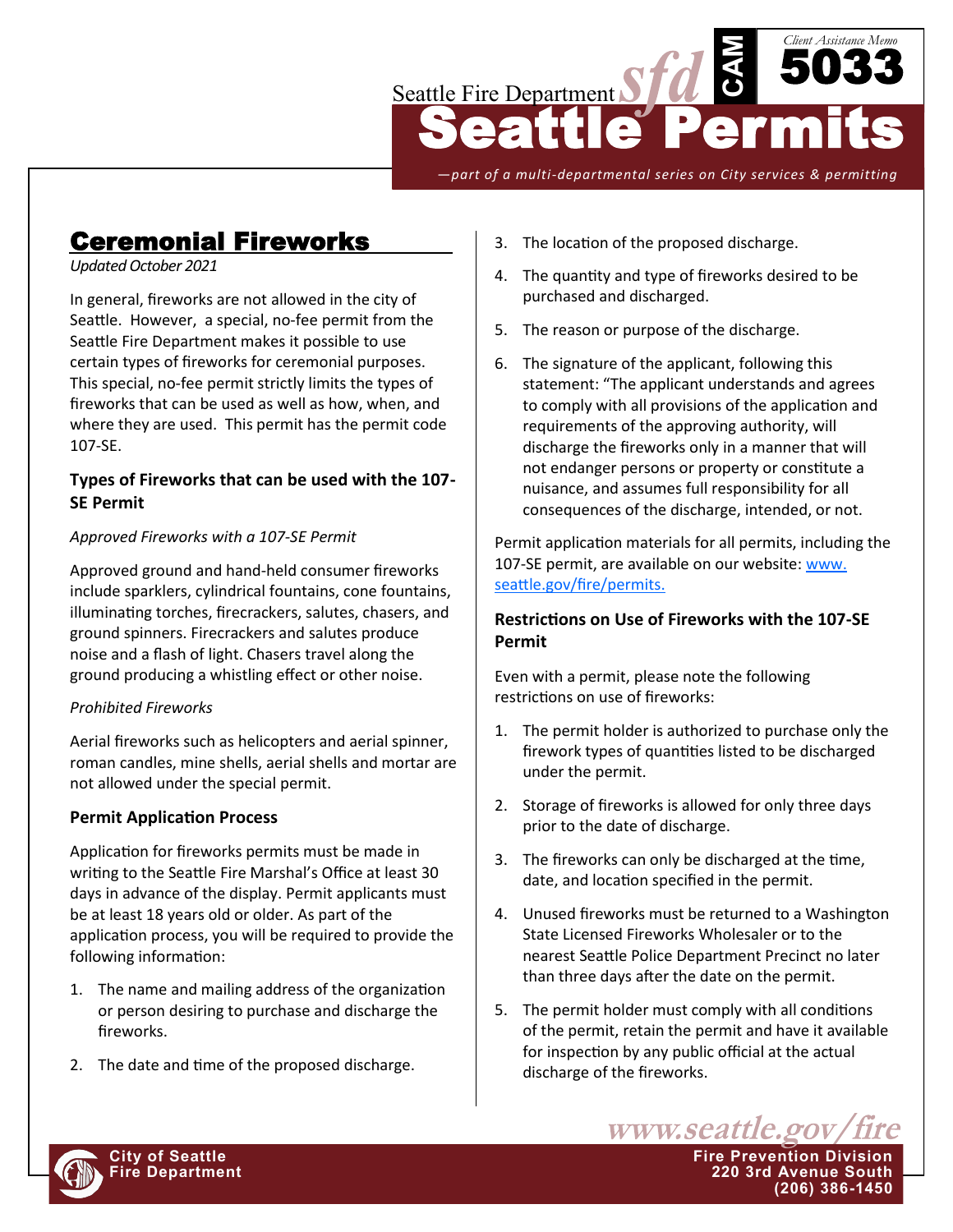Seattle Fire Department

Client Assistance Memo

CAM 5033

# Seattle Permits

*—part of a multi-departmental series on City services & permitting*

## Ceremonial Fireworks

*Updated October 2021*

In general, fireworks are not allowed in the city of Seattle. However, a special, no-fee permit from the Seattle Fire Department makes it possible to use certain types of fireworks for ceremonial purposes. This special, no-fee permit strictly limits the types of fireworks that can be used as well as how, when, and where they are used. This permit has the permit code 107-SE.

### Types of Fireworks that can be used with the 107-SE Permit

*Approved Fireworks with a 107-SE Permit*

Approved ground and hand-held consumer fireworks include sparklers, cylindrical fountains, cone fountains, illuminating torches, firecrackers, salutes, chasers, and ground spinners. Firecrackers and salutes produce noise and a flash of light. Chasers travel along the ground producing a whistling effect or other noise.

*Prohibited Fireworks*

Aerial fireworks such as helicopters and aerial spinner, roman candles, mine shells, aerial shells and mortar are not allowed under the special permit.

### Permit Application Process

Application for fireworks permits must be made in writing to the Seattle Fire Marshal's Office at least 30 days in advance of the display. Permit applicants must be at least 18 years old or older. As part of the application process, you will be required to provide the following information:

1. The name and mailing address of the organization or person desiring to purchase and discharge the fireworks.
2. The date and time of the proposed discharge.
3. The location of the proposed discharge.
4. The quantity and type of fireworks desired to be purchased and discharged.
5. The reason or purpose of the discharge.
6. The signature of the applicant, following this statement: "The applicant understands and agrees to comply with all provisions of the application and requirements of the approving authority, will discharge the fireworks only in a manner that will not endanger persons or property or constitute a nuisance, and assumes full responsibility for all consequences of the discharge, intended, or not.

Permit application materials for all permits, including the 107-SE permit, are available on our website: [www.seattle.gov/fire/permits.](http://www.seattle.gov/fire/permits)

### Restrictions on Use of Fireworks with the 107-SE Permit

Even with a permit, please note the following restrictions on use of fireworks:

1. The permit holder is authorized to purchase only the firework types of quantities listed to be discharged under the permit.
2. Storage of fireworks is allowed for only three days prior to the date of discharge.
3. The fireworks can only be discharged at the time, date, and location specified in the permit.
4. Unused fireworks must be returned to a Washington State Licensed Fireworks Wholesaler or to the nearest Seattle Police Department Precinct no later than three days after the date on the permit.
5. The permit holder must comply with all conditions of the permit, retain the permit and have it available for inspection by any public official at the actual discharge of the fireworks.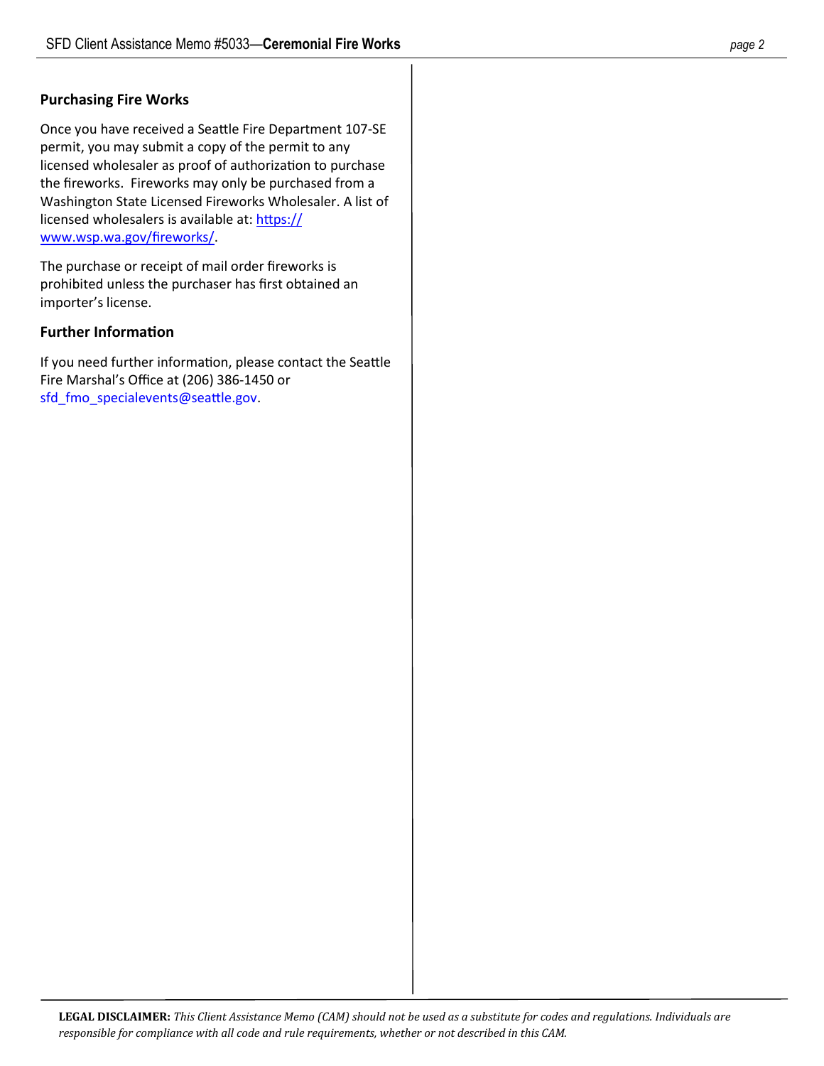## Purchasing Fire Works

Once you have received a Seattle Fire Department 107-SE permit, you may submit a copy of the permit to any licensed wholesaler as proof of authorization to purchase the fireworks. Fireworks may only be purchased from a Washington State Licensed Fireworks Wholesaler. A list of licensed wholesalers is available at: https://www.wsp.wa.gov/fireworks/.

The purchase or receipt of mail order fireworks is prohibited unless the purchaser has first obtained an importer's license.

## Further Information

If you need further information, please contact the Seattle Fire Marshal's Office at (206) 386-1450 or sfd_fmo_specialevents@seattle.gov.

**LEGAL DISCLAIMER:** *This Client Assistance Memo (CAM) should not be used as a substitute for codes and regulations. Individuals are responsible for compliance with all code and rule requirements, whether or not described in this CAM.*